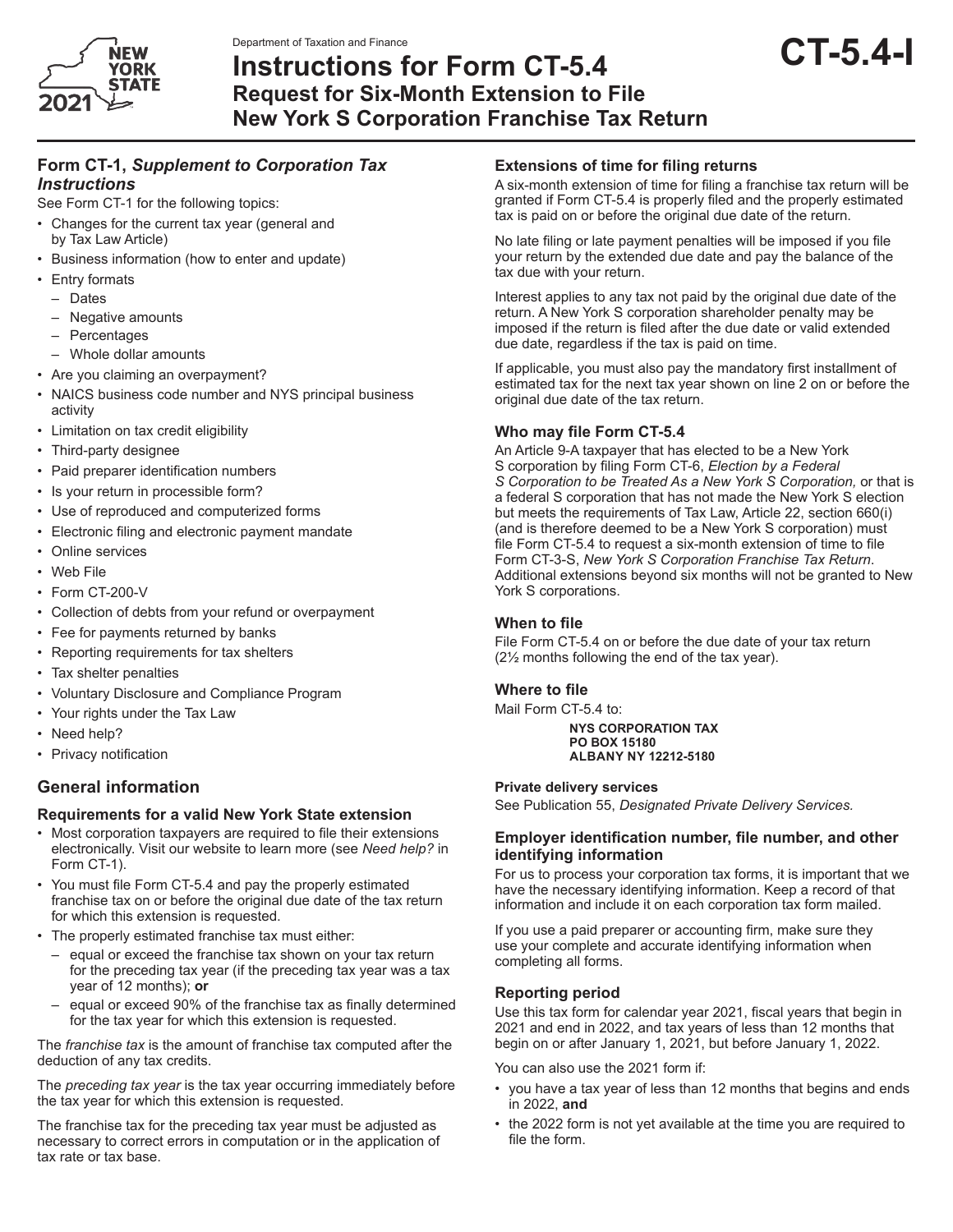Department of Taxation and Finance

# Instructions for Form CT-5.4 Request for Six-Month Extension to File New York S Corporation Franchise Tax Return

**CT-5.4-I**

## Form CT-1, *Supplement to Corporation Tax Instructions*

See Form CT-1 for the following topics:

- Changes for the current tax year (general and by Tax Law Article)
- Business information (how to enter and update)
- Entry formats
  - Dates
  - Negative amounts
  - Percentages
  - Whole dollar amounts
- Are you claiming an overpayment?
- NAICS business code number and NYS principal business activity
- Limitation on tax credit eligibility
- Third-party designee
- Paid preparer identification numbers
- Is your return in processible form?
- Use of reproduced and computerized forms
- Electronic filing and electronic payment mandate
- Online services
- Web File
- Form CT-200-V
- Collection of debts from your refund or overpayment
- Fee for payments returned by banks
- Reporting requirements for tax shelters
- Tax shelter penalties
- Voluntary Disclosure and Compliance Program
- Your rights under the Tax Law
- Need help?
- Privacy notification

## General information

### Requirements for a valid New York State extension

- Most corporation taxpayers are required to file their extensions electronically. Visit our website to learn more (see *Need help?* in Form CT-1).
- You must file Form CT-5.4 and pay the properly estimated franchise tax on or before the original due date of the tax return for which this extension is requested.
- The properly estimated franchise tax must either:
  - equal or exceed the franchise tax shown on your tax return for the preceding tax year (if the preceding tax year was a tax year of 12 months); **or**
  - equal or exceed 90% of the franchise tax as finally determined for the tax year for which this extension is requested.

The *franchise tax* is the amount of franchise tax computed after the deduction of any tax credits.

The *preceding tax year* is the tax year occurring immediately before the tax year for which this extension is requested.

The franchise tax for the preceding tax year must be adjusted as necessary to correct errors in computation or in the application of tax rate or tax base.

### Extensions of time for filing returns

A six-month extension of time for filing a franchise tax return will be granted if Form CT-5.4 is properly filed and the properly estimated tax is paid on or before the original due date of the return.

No late filing or late payment penalties will be imposed if you file your return by the extended due date and pay the balance of the tax due with your return.

Interest applies to any tax not paid by the original due date of the return. A New York S corporation shareholder penalty may be imposed if the return is filed after the due date or valid extended due date, regardless if the tax is paid on time.

If applicable, you must also pay the mandatory first installment of estimated tax for the next tax year shown on line 2 on or before the original due date of the tax return.

### Who may file Form CT-5.4

An Article 9-A taxpayer that has elected to be a New York S corporation by filing Form CT-6, *Election by a Federal S Corporation to be Treated As a New York S Corporation,* or that is a federal S corporation that has not made the New York S election but meets the requirements of Tax Law, Article 22, section 660(i) (and is therefore deemed to be a New York S corporation) must file Form CT-5.4 to request a six-month extension of time to file Form CT-3-S, *New York S Corporation Franchise Tax Return*. Additional extensions beyond six months will not be granted to New York S corporations.

### When to file

File Form CT-5.4 on or before the due date of your tax return (2½ months following the end of the tax year).

### Where to file

Mail Form CT-5.4 to:

**NYS CORPORATION TAX**
**PO BOX 15180**
**ALBANY NY 12212-5180**

#### Private delivery services

See Publication 55, *Designated Private Delivery Services.*

### Employer identification number, file number, and other identifying information

For us to process your corporation tax forms, it is important that we have the necessary identifying information. Keep a record of that information and include it on each corporation tax form mailed.

If you use a paid preparer or accounting firm, make sure they use your complete and accurate identifying information when completing all forms.

### Reporting period

Use this tax form for calendar year 2021, fiscal years that begin in 2021 and end in 2022, and tax years of less than 12 months that begin on or after January 1, 2021, but before January 1, 2022.

You can also use the 2021 form if:

- you have a tax year of less than 12 months that begins and ends in 2022, **and**
- the 2022 form is not yet available at the time you are required to file the form.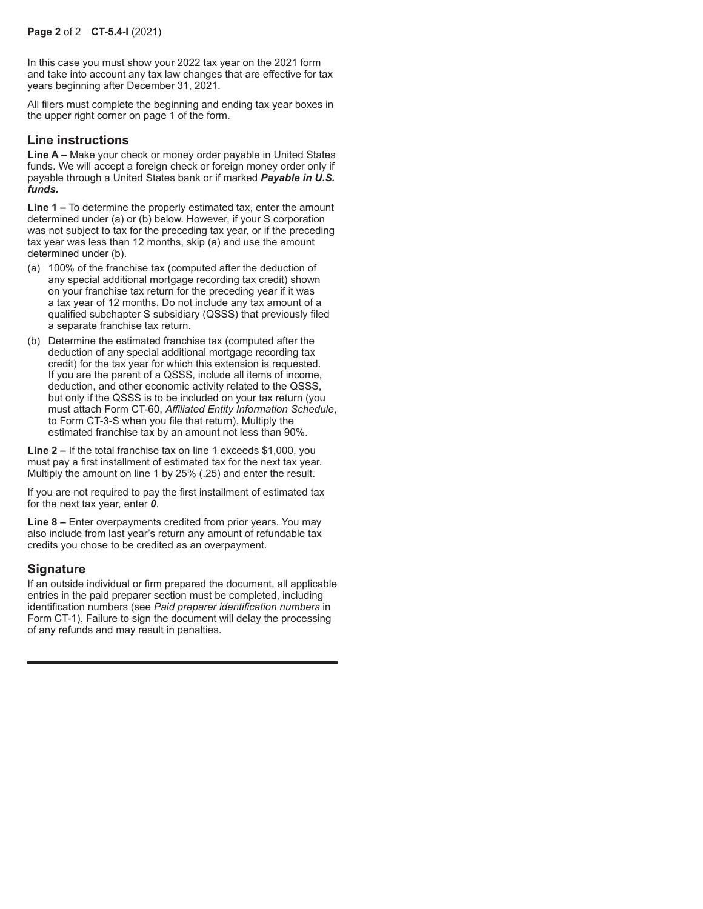In this case you must show your 2022 tax year on the 2021 form and take into account any tax law changes that are effective for tax years beginning after December 31, 2021.

All filers must complete the beginning and ending tax year boxes in the upper right corner on page 1 of the form.

## Line instructions

**Line A –** Make your check or money order payable in United States funds. We will accept a foreign check or foreign money order only if payable through a United States bank or if marked ***Payable in U.S. funds.***

**Line 1 –** To determine the properly estimated tax, enter the amount determined under (a) or (b) below. However, if your S corporation was not subject to tax for the preceding tax year, or if the preceding tax year was less than 12 months, skip (a) and use the amount determined under (b).

(a) 100% of the franchise tax (computed after the deduction of any special additional mortgage recording tax credit) shown on your franchise tax return for the preceding year if it was a tax year of 12 months. Do not include any tax amount of a qualified subchapter S subsidiary (QSSS) that previously filed a separate franchise tax return.

(b) Determine the estimated franchise tax (computed after the deduction of any special additional mortgage recording tax credit) for the tax year for which this extension is requested. If you are the parent of a QSSS, include all items of income, deduction, and other economic activity related to the QSSS, but only if the QSSS is to be included on your tax return (you must attach Form CT-60, *Affiliated Entity Information Schedule*, to Form CT-3-S when you file that return). Multiply the estimated franchise tax by an amount not less than 90%.

**Line 2 –** If the total franchise tax on line 1 exceeds $1,000, you must pay a first installment of estimated tax for the next tax year. Multiply the amount on line 1 by 25% (.25) and enter the result.

If you are not required to pay the first installment of estimated tax for the next tax year, enter ***0***.

**Line 8 –** Enter overpayments credited from prior years. You may also include from last year's return any amount of refundable tax credits you chose to be credited as an overpayment.

## Signature

If an outside individual or firm prepared the document, all applicable entries in the paid preparer section must be completed, including identification numbers (see *Paid preparer identification numbers* in Form CT-1). Failure to sign the document will delay the processing of any refunds and may result in penalties.